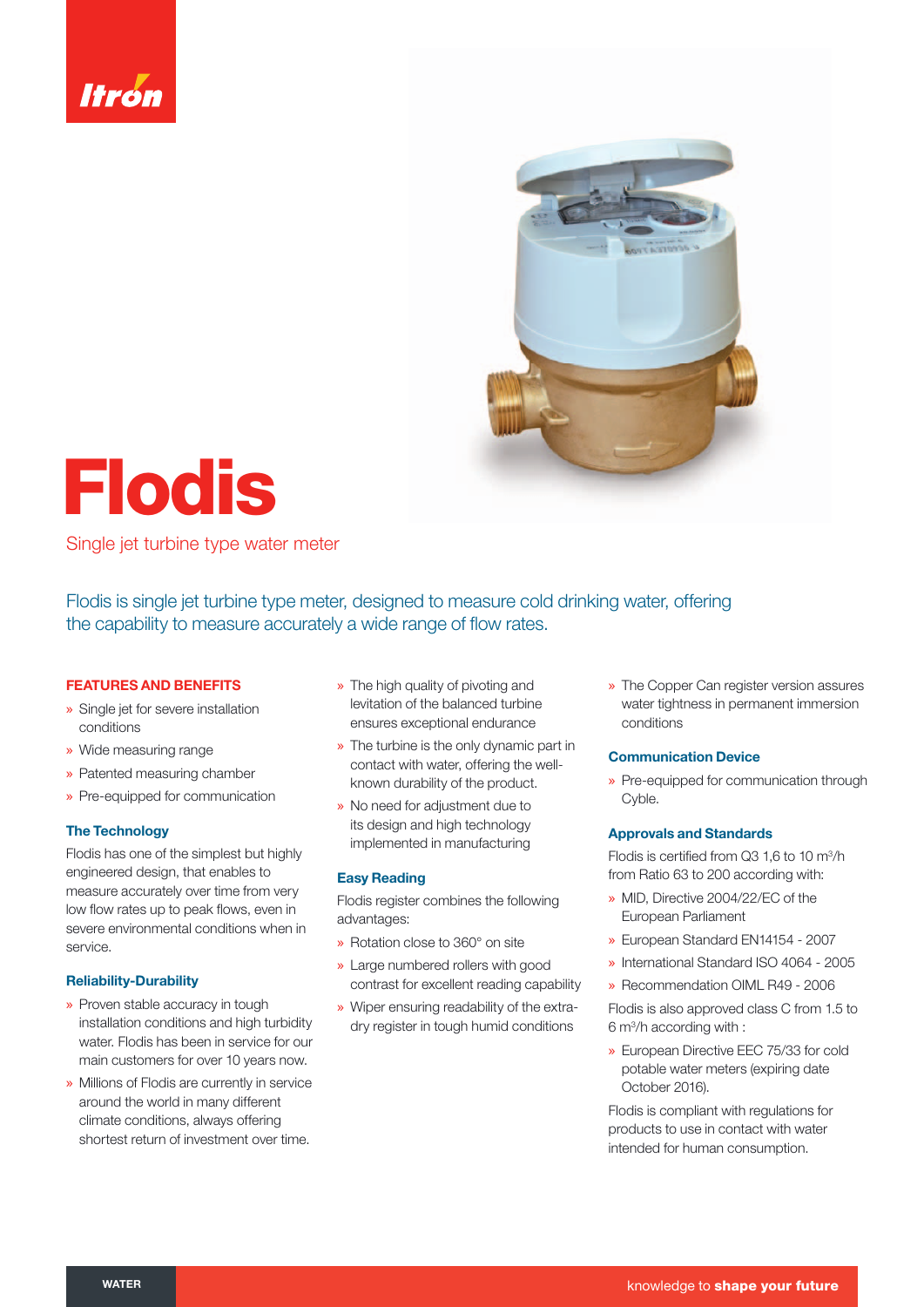# Flodis

Single jet turbine type water meter

Flodis is single jet turbine type meter, designed to measure cold drinking water, offering the capability to measure accurately a wide range of flow rates.

## FEATURES AND BENEFITS

» Single jet for severe installation conditions
» Wide measuring range
» Patented measuring chamber
» Pre-equipped for communication

### The Technology

Flodis has one of the simplest but highly engineered design, that enables to measure accurately over time from very low flow rates up to peak flows, even in severe environmental conditions when in service.

### Reliability-Durability

» Proven stable accuracy in tough installation conditions and high turbidity water. Flodis has been in service for our main customers for over 10 years now.
» Millions of Flodis are currently in service around the world in many different climate conditions, always offering shortest return of investment over time.
» The high quality of pivoting and levitation of the balanced turbine ensures exceptional endurance
» The turbine is the only dynamic part in contact with water, offering the well-known durability of the product.
» No need for adjustment due to its design and high technology implemented in manufacturing

### Easy Reading

Flodis register combines the following advantages:

» Rotation close to 360° on site
» Large numbered rollers with good contrast for excellent reading capability
» Wiper ensuring readability of the extra-dry register in tough humid conditions
» The Copper Can register version assures water tightness in permanent immersion conditions

### Communication Device

» Pre-equipped for communication through Cyble.

### Approvals and Standards

Flodis is certified from Q3 1,6 to 10 m$^3$/h from Ratio 63 to 200 according with:

» MID, Directive 2004/22/EC of the European Parliament
» European Standard EN14154 - 2007
» International Standard ISO 4064 - 2005
» Recommendation OIML R49 - 2006

Flodis is also approved class C from 1.5 to 6 m$^3$/h according with :

» European Directive EEC 75/33 for cold potable water meters (expiring date October 2016).

Flodis is compliant with regulations for products to use in contact with water intended for human consumption.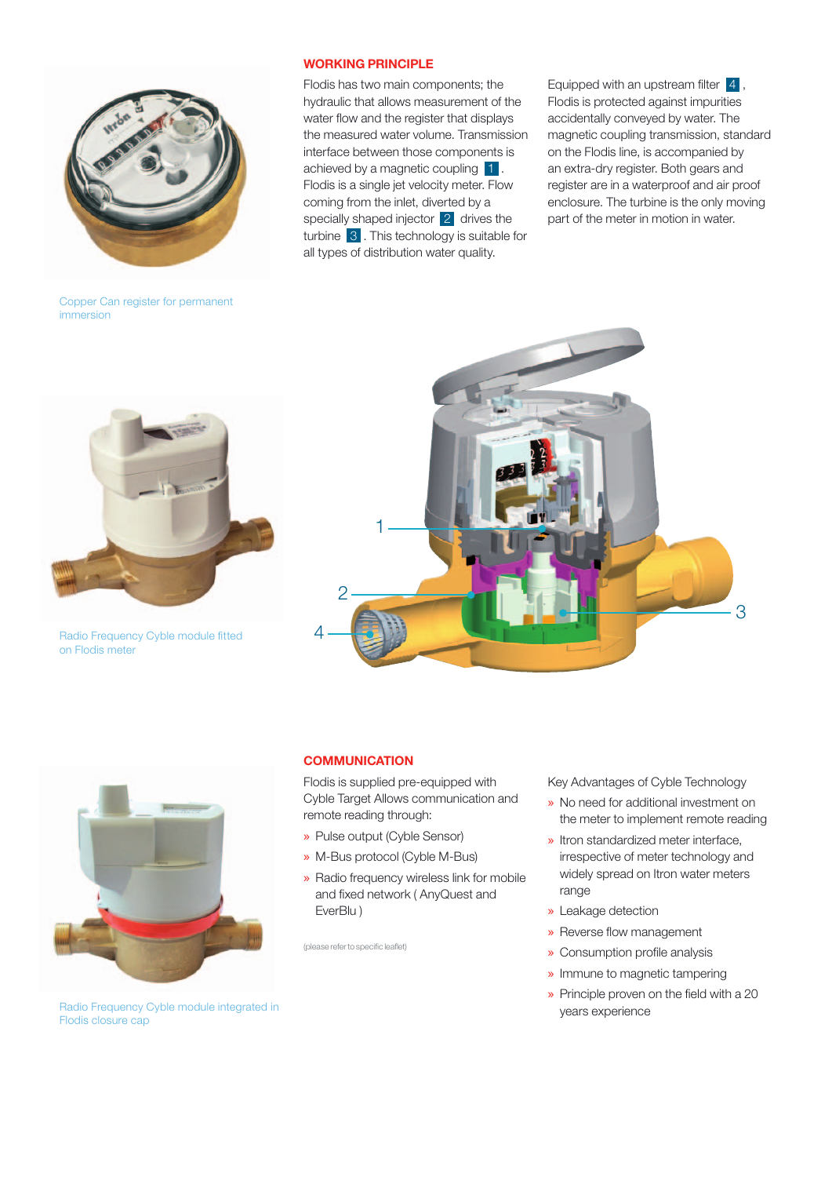## WORKING PRINCIPLE

Flodis has two main components; the hydraulic that allows measurement of the water flow and the register that displays the measured water volume. Transmission interface between those components is achieved by a magnetic coupling 1 . Flodis is a single jet velocity meter. Flow coming from the inlet, diverted by a specially shaped injector 2 drives the turbine 3 . This technology is suitable for all types of distribution water quality.

Equipped with an upstream filter 4 , Flodis is protected against impurities accidentally conveyed by water. The magnetic coupling transmission, standard on the Flodis line, is accompanied by an extra-dry register. Both gears and register are in a waterproof and air proof enclosure. The turbine is the only moving part of the meter in motion in water.

Copper Can register for permanent immersion

Radio Frequency Cyble module fitted on Flodis meter

## COMMUNICATION

Flodis is supplied pre-equipped with Cyble Target Allows communication and remote reading through:

- Pulse output (Cyble Sensor)
- M-Bus protocol (Cyble M-Bus)
- Radio frequency wireless link for mobile and fixed network ( AnyQuest and EverBlu )

(please refer to specific leaflet)

Key Advantages of Cyble Technology

- No need for additional investment on the meter to implement remote reading
- Itron standardized meter interface, irrespective of meter technology and widely spread on Itron water meters range
- Leakage detection
- Reverse flow management
- Consumption profile analysis
- Immune to magnetic tampering
- Principle proven on the field with a 20 years experience

Radio Frequency Cyble module integrated in Flodis closure cap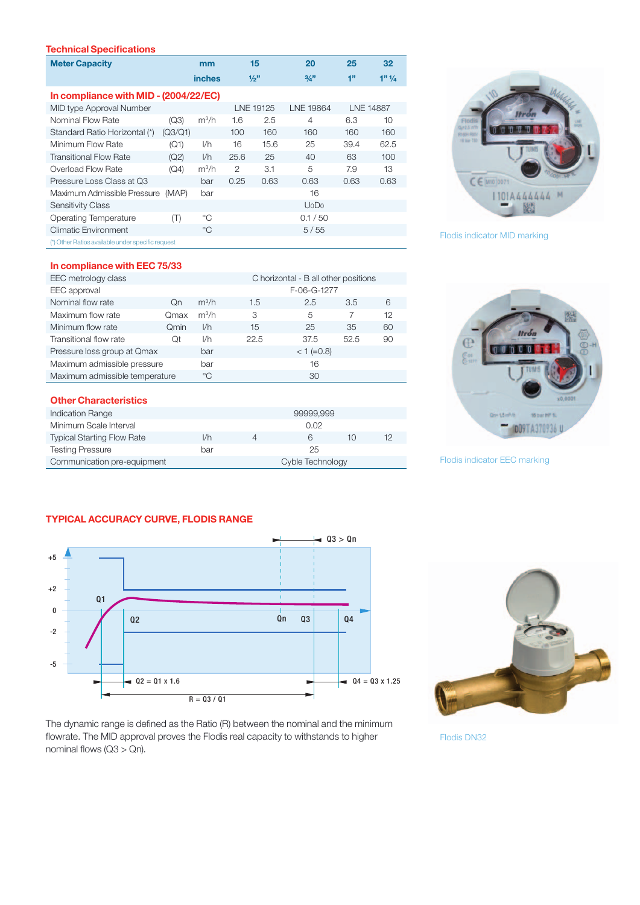## Technical Specifications

| Meter Capacity | | | mm | 15 | | 20 | 25 | 32 |
|---|---|---|---|---|---|---|---|---|
| | | | inches | ½" | | ¾" | 1" | 1" ¼ |
| **In compliance with MID - (2004/22/EC)** | | | | | | | | |
| MID type Approval Number | | | | LNE 19125 | | LNE 19864 | LNE 14887 | |
| Nominal Flow Rate | (Q3) | m³/h | | 1.6 | 2.5 | 4 | 6.3 | 10 |
| Standard Ratio Horizontal (*) | (Q3/Q1) | | | 100 | 160 | 160 | 160 | 160 |
| Minimum Flow Rate | (Q1) | l/h | | 16 | 15.6 | 25 | 39.4 | 62.5 |
| Transitional Flow Rate | (Q2) | l/h | | 25.6 | 25 | 40 | 63 | 100 |
| Overload Flow Rate | (Q4) | m³/h | | 2 | 3.1 | 5 | 7.9 | 13 |
| Pressure Loss Class at Q3 | | bar | | 0.25 | 0.63 | 0.63 | 0.63 | 0.63 |
| Maximum Admissible Pressure | (MAP) | bar | | | | 16 | | |
| Sensitivity Class | | | | | | U0D0 | | |
| Operating Temperature | (T) | °C | | | | 0.1 / 50 | | |
| Climatic Environment | | °C | | | | 5 / 55 | | |

(*) Other Ratios available under specific request

### In compliance with EEC 75/33

| | | | | | | |
|---|---|---|---|---|---|---|
| EEC metrology class | | | C horizontal - B all other positions | | | |
| EEC approval | | | F-06-G-1277 | | | |
| Nominal flow rate | Qn | m³/h | 1.5 | 2.5 | 3.5 | 6 |
| Maximum flow rate | Qmax | m³/h | 3 | 5 | 7 | 12 |
| Minimum flow rate | Qmin | l/h | 15 | 25 | 35 | 60 |
| Transitional flow rate | Qt | l/h | 22.5 | 37.5 | 52.5 | 90 |
| Pressure loss group at Qmax | | bar | < 1 (=0.8) | | | |
| Maximum admissible pressure | | bar | 16 | | | |
| Maximum admissible temperature | | °C | 30 | | | |

### Other Characteristics

| | | | | | |
|---|---|---|---|---|---|
| Indication Range | | 99999,999 | | | |
| Minimum Scale Interval | | 0.02 | | | |
| Typical Starting Flow Rate | l/h | 4 | 6 | 10 | 12 |
| Testing Pressure | bar | 25 | | | |
| Communication pre-equipment | | Cyble Technology | | | |

Flodis indicator MID marking

Flodis indicator EEC marking

## TYPICAL ACCURACY CURVE, FLODIS RANGE

Q3 > Qn

Q1, Q2, Qn, Q3, Q4

Q2 = Q1 x 1.6

Q4 = Q3 x 1.25

R = Q3 / Q1

The dynamic range is defined as the Ratio (R) between the nominal and the minimum flowrate. The MID approval proves the Flodis real capacity to withstands to higher nominal flows (Q3 > Qn).

Flodis DN32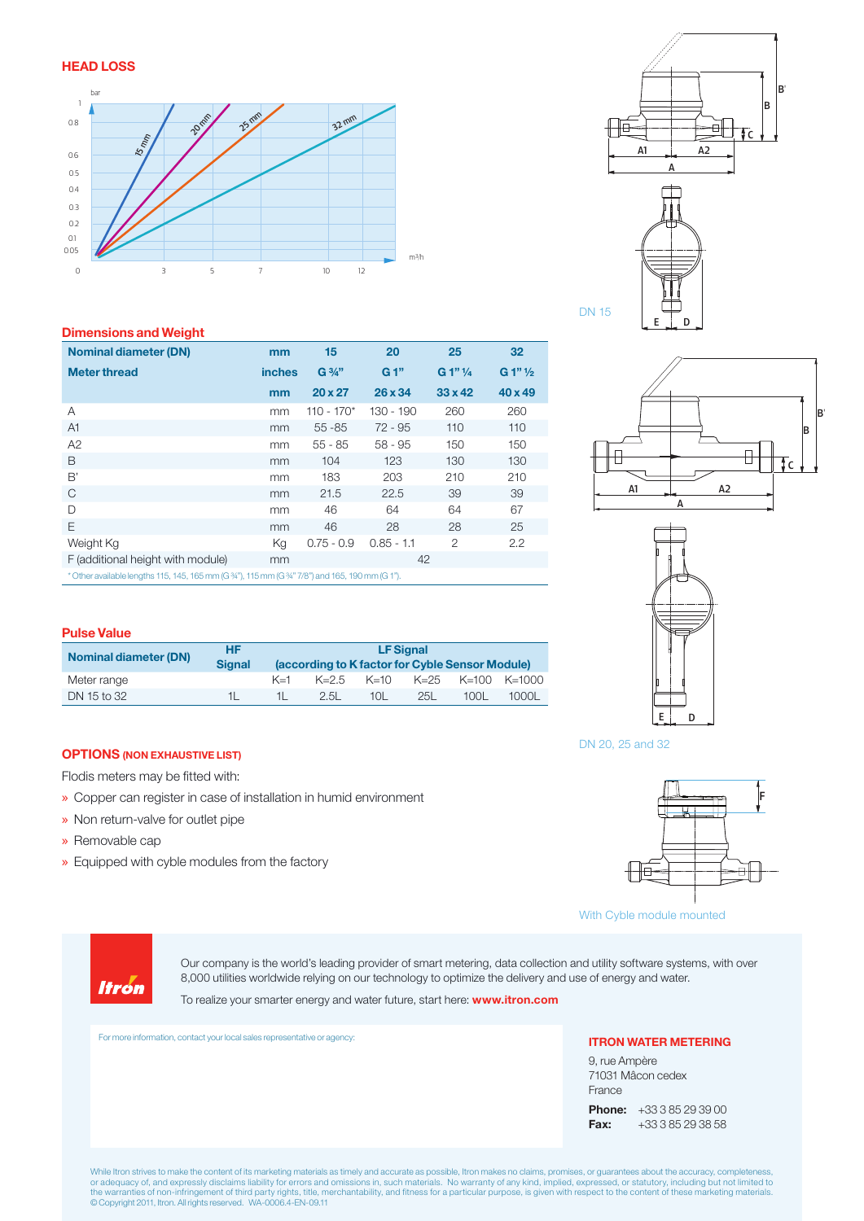## HEAD LOSS

bar

1
0.8
0.6
0.5
0.4
0.3
0.2
0.1
0.05
0

3
5
7
10
12

m³/h

15 mm
20 mm
25 mm
32 mm

## Dimensions and Weight

| Nominal diameter (DN) | mm | 15 | 20 | 25 | 32 |
|---|---|---|---|---|---|
| Meter thread | inches | G ¾" | G 1" | G 1" ¼ | G 1" ½ |
| | mm | 20 x 27 | 26 x 34 | 33 x 42 | 40 x 49 |
| A | mm | 110 - 170* | 130 - 190 | 260 | 260 |
| A1 | mm | 55 -85 | 72 - 95 | 110 | 110 |
| A2 | mm | 55 - 85 | 58 - 95 | 150 | 150 |
| B | mm | 104 | 123 | 130 | 130 |
| B' | mm | 183 | 203 | 210 | 210 |
| C | mm | 21.5 | 22.5 | 39 | 39 |
| D | mm | 46 | 64 | 64 | 67 |
| E | mm | 46 | 28 | 28 | 25 |
| Weight Kg | Kg | 0.75 - 0.9 | 0.85 - 1.1 | 2 | 2.2 |
| F (additional height with module) | mm | 42 | | | |

* Other available lengths 115, 145, 165 mm (G ¾"), 115 mm (G ¾" 7/8") and 165, 190 mm (G 1").

## Pulse Value

| Nominal diameter (DN) | HF Signal | LF Signal (according to K factor for Cyble Sensor Module) | | | | | |
|---|---|---|---|---|---|---|---|
| Meter range | | K=1 | K=2.5 | K=10 | K=25 | K=100 | K=1000 |
| DN 15 to 32 | 1L | 1L | 2.5L | 10L | 25L | 100L | 1000L |

## OPTIONS (NON EXHAUSTIVE LIST)

Flodis meters may be fitted with:

» Copper can register in case of installation in humid environment

» Non return-valve for outlet pipe

» Removable cap

» Equipped with cyble modules from the factory

A1 A2 A B B' C

DN 15

E D

DN 20, 25 and 32

F

With Cyble module mounted

Itron

Our company is the world's leading provider of smart metering, data collection and utility software systems, with over 8,000 utilities worldwide relying on our technology to optimize the delivery and use of energy and water.

To realize your smarter energy and water future, start here: **www.itron.com**

For more information, contact your local sales representative or agency:

**ITRON WATER METERING**

9, rue Ampère
71031 Mâcon cedex
France

**Phone:** +33 3 85 29 39 00
**Fax:** +33 3 85 29 38 58

While Itron strives to make the content of its marketing materials as timely and accurate as possible, Itron makes no claims, promises, or guarantees about the accuracy, completeness, or adequacy of, and expressly disclaims liability for errors and omissions in, such materials. No warranty of any kind, implied, expressed, or statutory, including but not limited to the warranties of non-infringement of third party rights, title, merchantability, and fitness for a particular purpose, is given with respect to the content of these marketing materials. © Copyright 2011, Itron. All rights reserved. WA-0006.4-EN-09.11